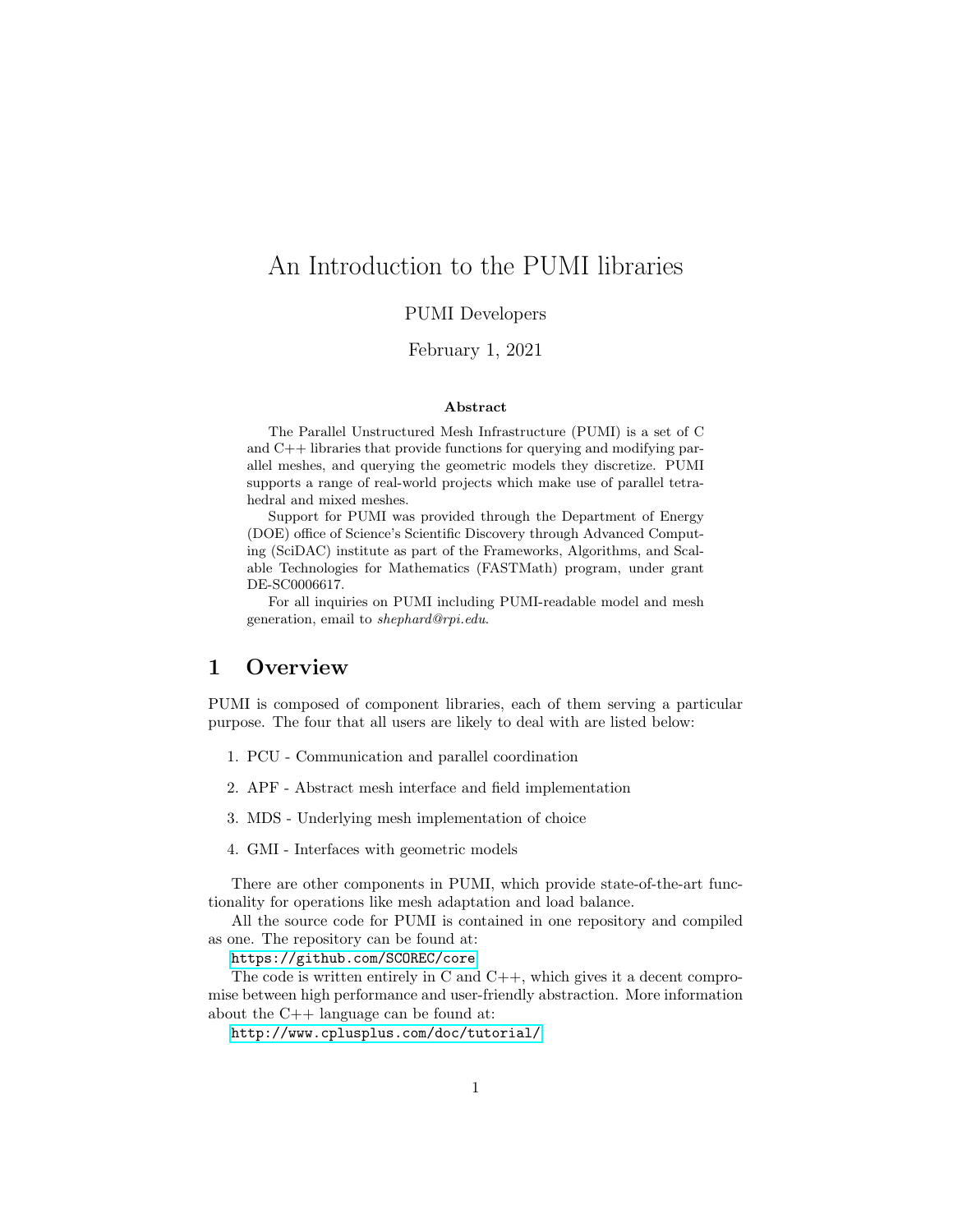# An Introduction to the PUMI libraries

PUMI Developers

February 1, 2021

**Abstract**

The Parallel Unstructured Mesh Infrastructure (PUMI) is a set of C and C++ libraries that provide functions for querying and modifying parallel meshes, and querying the geometric models they discretize. PUMI supports a range of real-world projects which make use of parallel tetrahedral and mixed meshes.

Support for PUMI was provided through the Department of Energy (DOE) office of Science's Scientific Discovery through Advanced Computing (SciDAC) institute as part of the Frameworks, Algorithms, and Scalable Technologies for Mathematics (FASTMath) program, under grant DE-SC0006617.

For all inquiries on PUMI including PUMI-readable model and mesh generation, email to *shephard@rpi.edu*.

## 1 Overview

PUMI is composed of component libraries, each of them serving a particular purpose. The four that all users are likely to deal with are listed below:

1. PCU - Communication and parallel coordination
2. APF - Abstract mesh interface and field implementation
3. MDS - Underlying mesh implementation of choice
4. GMI - Interfaces with geometric models

There are other components in PUMI, which provide state-of-the-art functionality for operations like mesh adaptation and load balance.

All the source code for PUMI is contained in one repository and compiled as one. The repository can be found at:

`https://github.com/SCOREC/core`

The code is written entirely in C and C++, which gives it a decent compromise between high performance and user-friendly abstraction. More information about the C++ language can be found at:

`http://www.cplusplus.com/doc/tutorial/`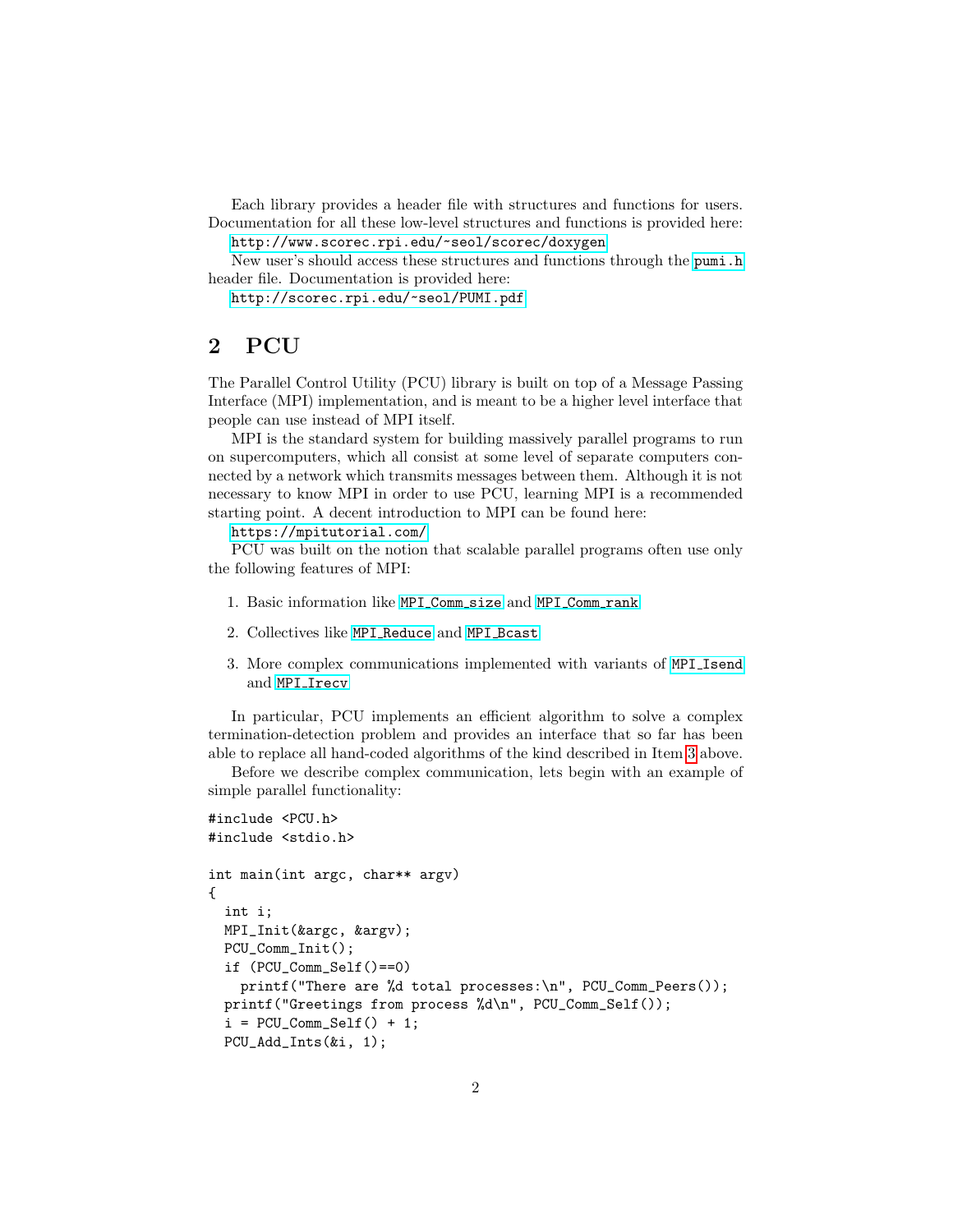Each library provides a header file with structures and functions for users. Documentation for all these low-level structures and functions is provided here:

http://www.scorec.rpi.edu/~seol/scorec/doxygen

New user's should access these structures and functions through the `pumi.h` header file. Documentation is provided here:

http://scorec.rpi.edu/~seol/PUMI.pdf

## 2 PCU

The Parallel Control Utility (PCU) library is built on top of a Message Passing Interface (MPI) implementation, and is meant to be a higher level interface that people can use instead of MPI itself.

MPI is the standard system for building massively parallel programs to run on supercomputers, which all consist at some level of separate computers connected by a network which transmits messages between them. Although it is not necessary to know MPI in order to use PCU, learning MPI is a recommended starting point. A decent introduction to MPI can be found here:

https://mpitutorial.com/

PCU was built on the notion that scalable parallel programs often use only the following features of MPI:

1. Basic information like `MPI_Comm_size` and `MPI_Comm_rank`
2. Collectives like `MPI_Reduce` and `MPI_Bcast`
3. More complex communications implemented with variants of `MPI_Isend` and `MPI_Irecv`

In particular, PCU implements an efficient algorithm to solve a complex termination-detection problem and provides an interface that so far has been able to replace all hand-coded algorithms of the kind described in Item 3 above.

Before we describe complex communication, lets begin with an example of simple parallel functionality:

```
#include <PCU.h>
#include <stdio.h>

int main(int argc, char** argv)
{
  int i;
  MPI_Init(&argc, &argv);
  PCU_Comm_Init();
  if (PCU_Comm_Self()==0)
    printf("There are %d total processes:\n", PCU_Comm_Peers());
  printf("Greetings from process %d\n", PCU_Comm_Self());
  i = PCU_Comm_Self() + 1;
  PCU_Add_Ints(&i, 1);
```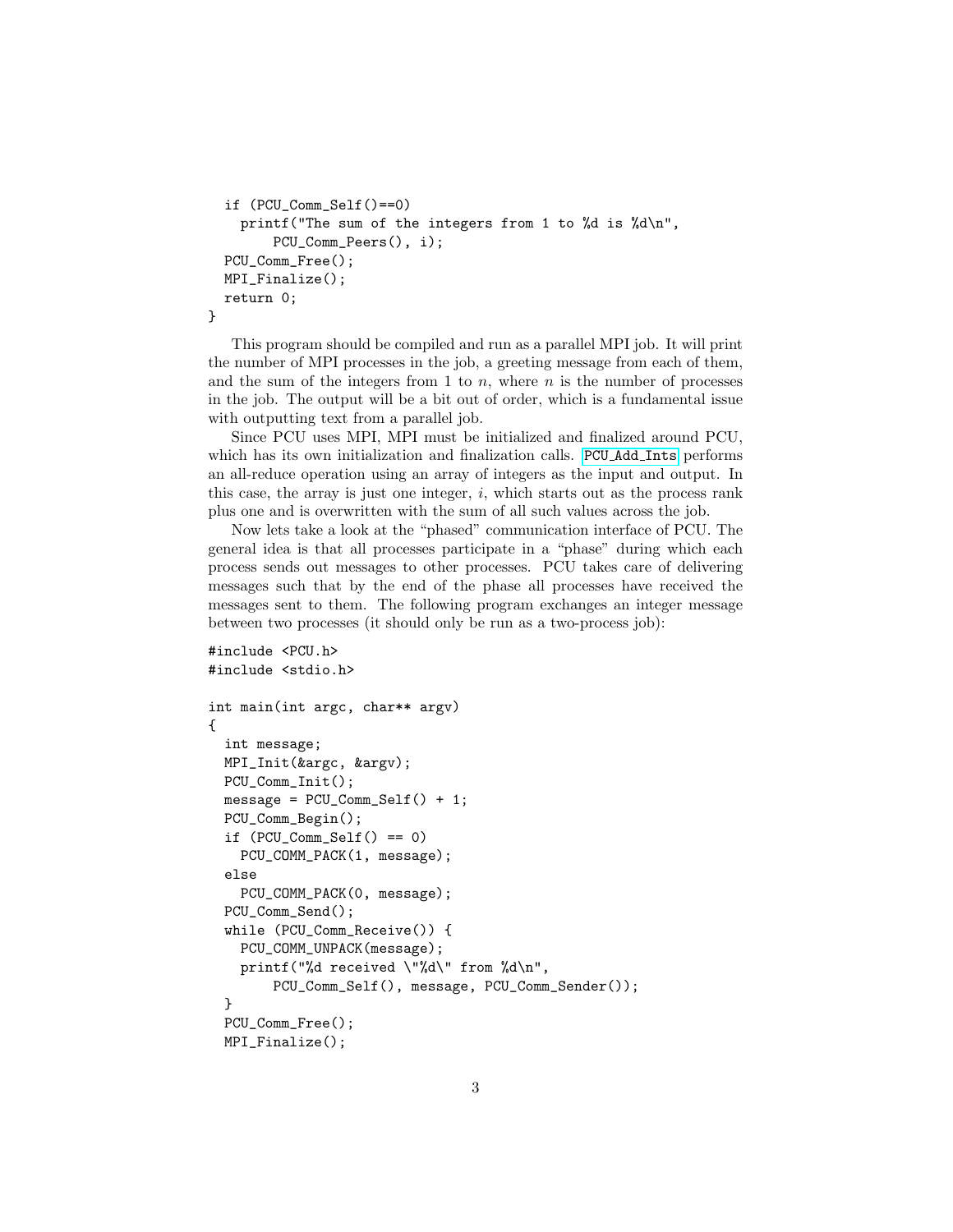```
  if (PCU_Comm_Self()==0)
    printf("The sum of the integers from 1 to %d is %d\n",
        PCU_Comm_Peers(), i);
  PCU_Comm_Free();
  MPI_Finalize();
  return 0;
}
```

This program should be compiled and run as a parallel MPI job. It will print the number of MPI processes in the job, a greeting message from each of them, and the sum of the integers from 1 to $n$, where $n$ is the number of processes in the job. The output will be a bit out of order, which is a fundamental issue with outputting text from a parallel job.

Since PCU uses MPI, MPI must be initialized and finalized around PCU, which has its own initialization and finalization calls. `PCU_Add_Ints` performs an all-reduce operation using an array of integers as the input and output. In this case, the array is just one integer, $i$, which starts out as the process rank plus one and is overwritten with the sum of all such values across the job.

Now lets take a look at the "phased" communication interface of PCU. The general idea is that all processes participate in a "phase" during which each process sends out messages to other processes. PCU takes care of delivering messages such that by the end of the phase all processes have received the messages sent to them. The following program exchanges an integer message between two processes (it should only be run as a two-process job):

```
#include <PCU.h>
#include <stdio.h>

int main(int argc, char** argv)
{
  int message;
  MPI_Init(&argc, &argv);
  PCU_Comm_Init();
  message = PCU_Comm_Self() + 1;
  PCU_Comm_Begin();
  if (PCU_Comm_Self() == 0)
    PCU_COMM_PACK(1, message);
  else
    PCU_COMM_PACK(0, message);
  PCU_Comm_Send();
  while (PCU_Comm_Receive()) {
    PCU_COMM_UNPACK(message);
    printf("%d received \"%d\" from %d\n",
        PCU_Comm_Self(), message, PCU_Comm_Sender());
  }
  PCU_Comm_Free();
  MPI_Finalize();
```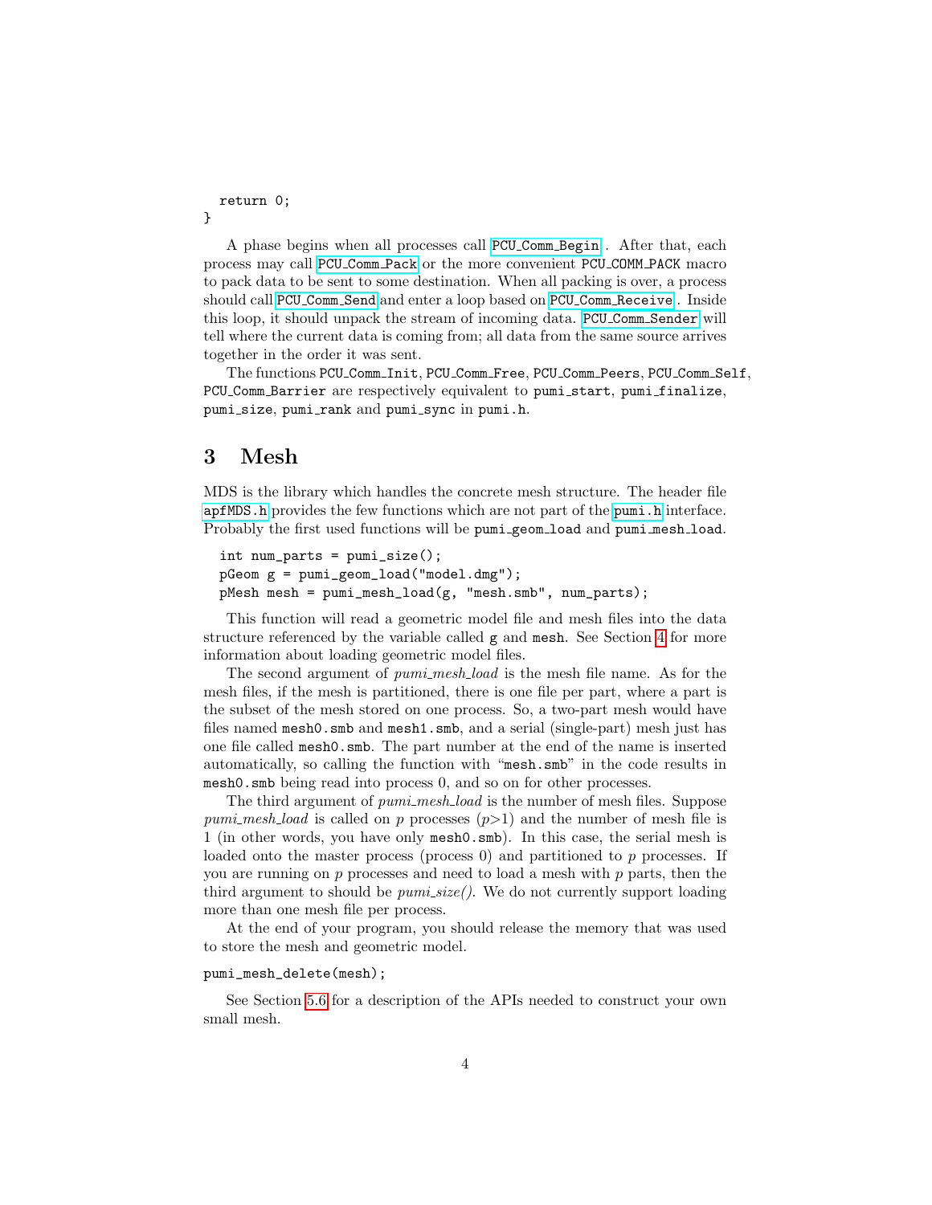```
  return 0;
}
```

A phase begins when all processes call `PCU_Comm_Begin`. After that, each process may call `PCU_Comm_Pack` or the more convenient `PCU_COMM_PACK` macro to pack data to be sent to some destination. When all packing is over, a process should call `PCU_Comm_Send` and enter a loop based on `PCU_Comm_Receive`. Inside this loop, it should unpack the stream of incoming data. `PCU_Comm_Sender` will tell where the current data is coming from; all data from the same source arrives together in the order it was sent.

The functions `PCU_Comm_Init`, `PCU_Comm_Free`, `PCU_Comm_Peers`, `PCU_Comm_Self`, `PCU_Comm_Barrier` are respectively equivalent to `pumi_start`, `pumi_finalize`, `pumi_size`, `pumi_rank` and `pumi_sync` in `pumi.h`.

# 3 Mesh

MDS is the library which handles the concrete mesh structure. The header file `apfMDS.h` provides the few functions which are not part of the `pumi.h` interface. Probably the first used functions will be `pumi_geom_load` and `pumi_mesh_load`.

```
int num_parts = pumi_size();
pGeom g = pumi_geom_load("model.dmg");
pMesh mesh = pumi_mesh_load(g, "mesh.smb", num_parts);
```

This function will read a geometric model file and mesh files into the data structure referenced by the variable called `g` and `mesh`. See Section 4 for more information about loading geometric model files.

The second argument of *pumi_mesh_load* is the mesh file name. As for the mesh files, if the mesh is partitioned, there is one file per part, where a part is the subset of the mesh stored on one process. So, a two-part mesh would have files named `mesh0.smb` and `mesh1.smb`, and a serial (single-part) mesh just has one file called `mesh0.smb`. The part number at the end of the name is inserted automatically, so calling the function with "`mesh.smb`" in the code results in `mesh0.smb` being read into process 0, and so on for other processes.

The third argument of *pumi_mesh_load* is the number of mesh files. Suppose *pumi_mesh_load* is called on $p$ processes ($p>1$) and the number of mesh file is 1 (in other words, you have only `mesh0.smb`). In this case, the serial mesh is loaded onto the master process (process 0) and partitioned to $p$ processes. If you are running on $p$ processes and need to load a mesh with $p$ parts, then the third argument to should be *pumi_size()*. We do not currently support loading more than one mesh file per process.

At the end of your program, you should release the memory that was used to store the mesh and geometric model.

```
pumi_mesh_delete(mesh);
```

See Section 5.6 for a description of the APIs needed to construct your own small mesh.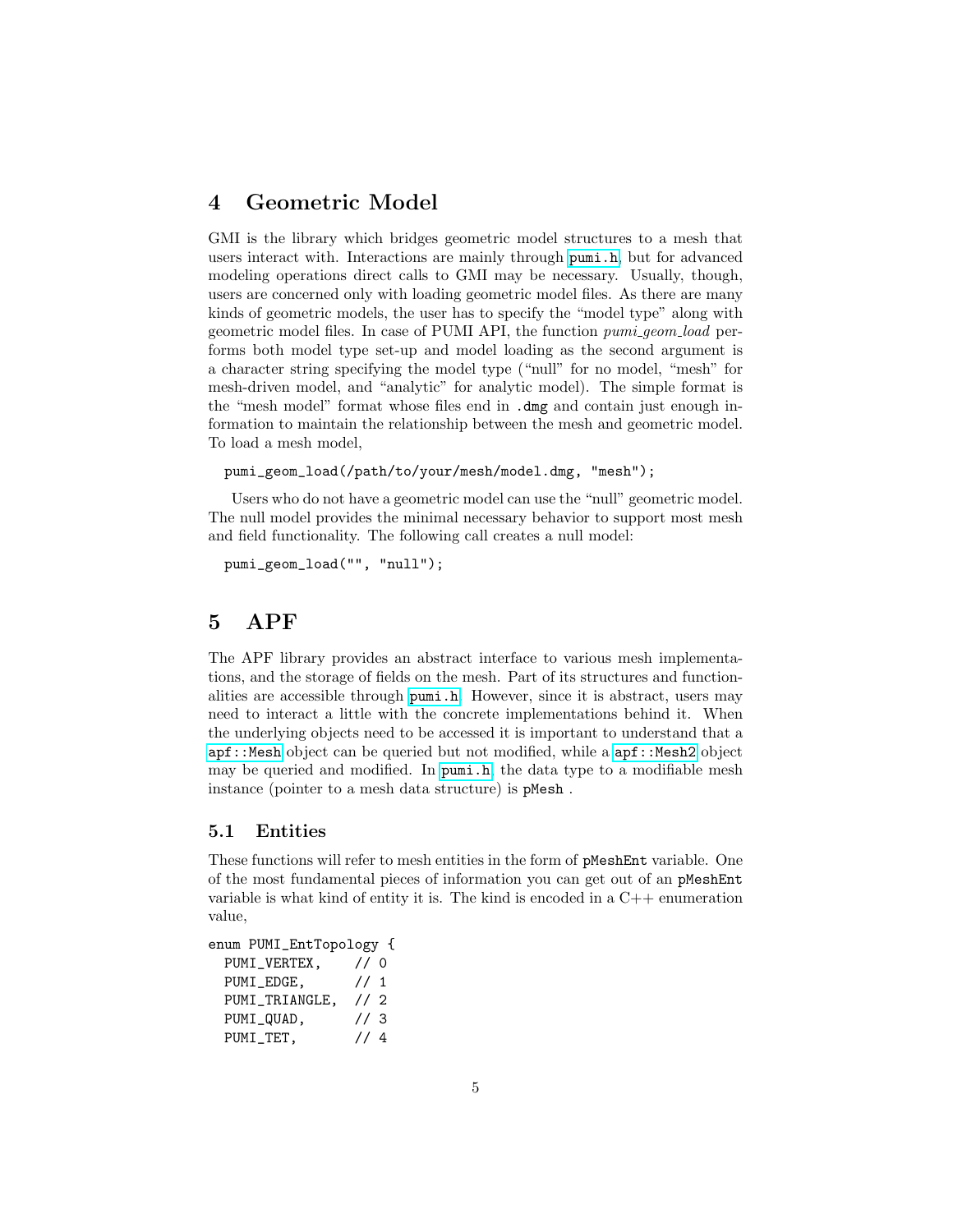# 4 Geometric Model

GMI is the library which bridges geometric model structures to a mesh that users interact with. Interactions are mainly through `pumi.h`, but for advanced modeling operations direct calls to GMI may be necessary. Usually, though, users are concerned only with loading geometric model files. As there are many kinds of geometric models, the user has to specify the "model type" along with geometric model files. In case of PUMI API, the function *pumi_geom_load* performs both model type set-up and model loading as the second argument is a character string specifying the model type ("null" for no model, "mesh" for mesh-driven model, and "analytic" for analytic model). The simple format is the "mesh model" format whose files end in `.dmg` and contain just enough information to maintain the relationship between the mesh and geometric model. To load a mesh model,

```
pumi_geom_load(/path/to/your/mesh/model.dmg, "mesh");
```

Users who do not have a geometric model can use the "null" geometric model. The null model provides the minimal necessary behavior to support most mesh and field functionality. The following call creates a null model:

```
pumi_geom_load("", "null");
```

# 5 APF

The APF library provides an abstract interface to various mesh implementations, and the storage of fields on the mesh. Part of its structures and functionalities are accessible through `pumi.h`. However, since it is abstract, users may need to interact a little with the concrete implementations behind it. When the underlying objects need to be accessed it is important to understand that a `apf::Mesh` object can be queried but not modified, while a `apf::Mesh2` object may be queried and modified. In `pumi.h`, the data type to a modifiable mesh instance (pointer to a mesh data structure) is `pMesh` .

## 5.1 Entities

These functions will refer to mesh entities in the form of `pMeshEnt` variable. One of the most fundamental pieces of information you can get out of an `pMeshEnt` variable is what kind of entity it is. The kind is encoded in a C++ enumeration value,

```
enum PUMI_EntTopology {
  PUMI_VERTEX,    // 0
  PUMI_EDGE,      // 1
  PUMI_TRIANGLE,  // 2
  PUMI_QUAD,      // 3
  PUMI_TET,       // 4
```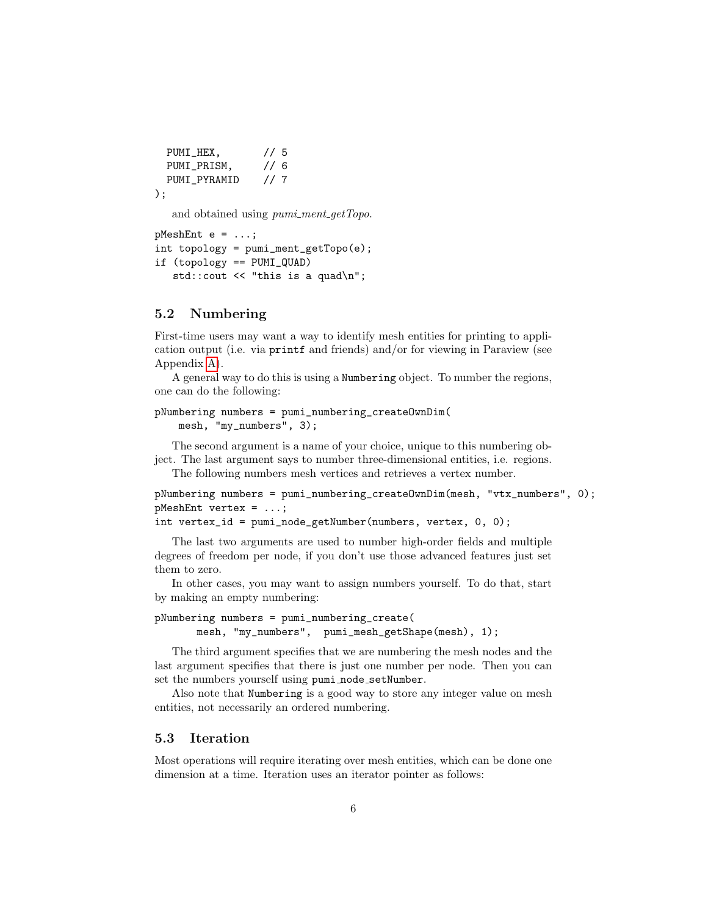```
  PUMI_HEX,       // 5
  PUMI_PRISM,     // 6
  PUMI_PYRAMID    // 7
);
```

and obtained using *pumi_ment_getTopo*.

```
pMeshEnt e = ...;
int topology = pumi_ment_getTopo(e);
if (topology == PUMI_QUAD)
   std::cout << "this is a quad\n";
```

## 5.2 Numbering

First-time users may want a way to identify mesh entities for printing to application output (i.e. via `printf` and friends) and/or for viewing in Paraview (see Appendix A).

A general way to do this is using a `Numbering` object. To number the regions, one can do the following:

```
pNumbering numbers = pumi_numbering_createOwnDim(
    mesh, "my_numbers", 3);
```

The second argument is a name of your choice, unique to this numbering object. The last argument says to number three-dimensional entities, i.e. regions.

The following numbers mesh vertices and retrieves a vertex number.

```
pNumbering numbers = pumi_numbering_createOwnDim(mesh, "vtx_numbers", 0);
pMeshEnt vertex = ...;
int vertex_id = pumi_node_getNumber(numbers, vertex, 0, 0);
```

The last two arguments are used to number high-order fields and multiple degrees of freedom per node, if you don't use those advanced features just set them to zero.

In other cases, you may want to assign numbers yourself. To do that, start by making an empty numbering:

```
pNumbering numbers = pumi_numbering_create(
       mesh, "my_numbers",  pumi_mesh_getShape(mesh), 1);
```

The third argument specifies that we are numbering the mesh nodes and the last argument specifies that there is just one number per node. Then you can set the numbers yourself using `pumi_node_setNumber`.

Also note that `Numbering` is a good way to store any integer value on mesh entities, not necessarily an ordered numbering.

## 5.3 Iteration

Most operations will require iterating over mesh entities, which can be done one dimension at a time. Iteration uses an iterator pointer as follows: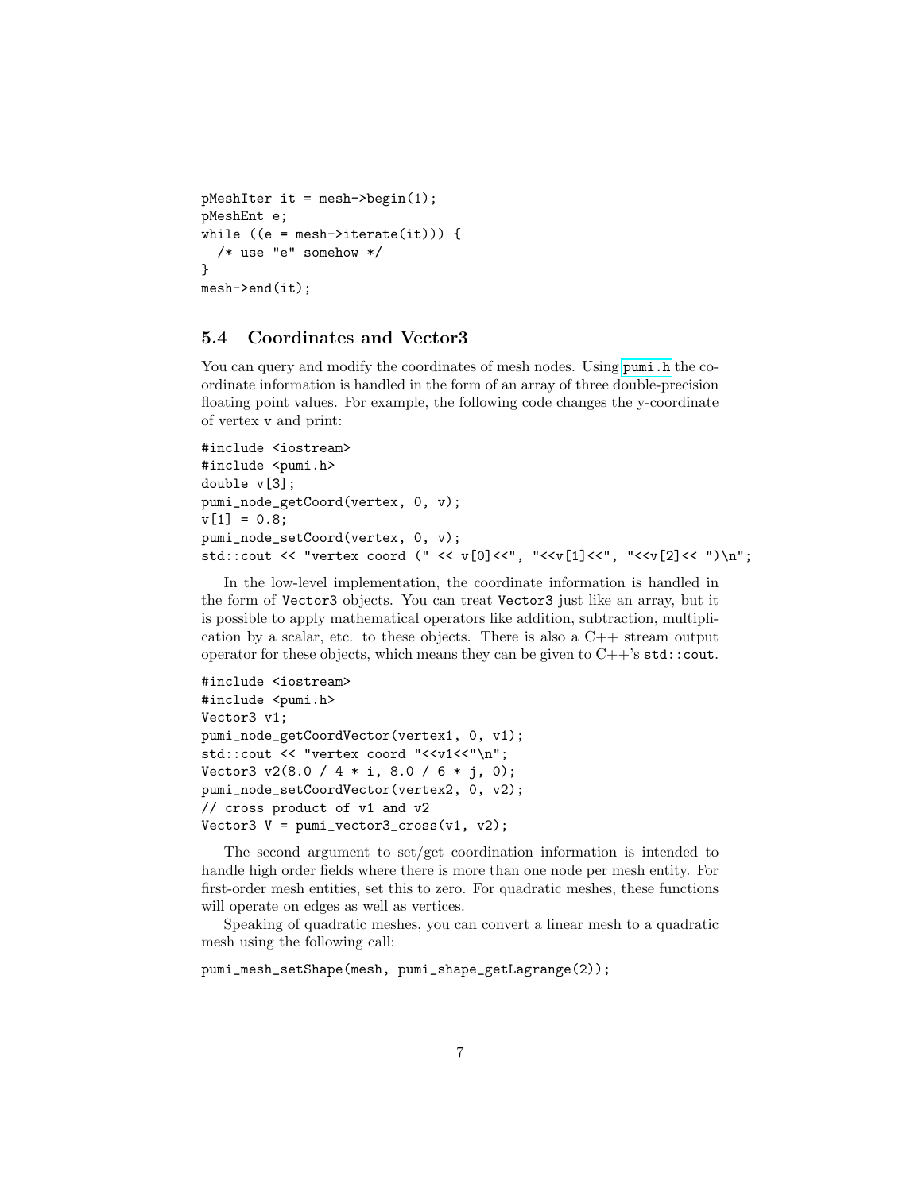```
pMeshIter it = mesh->begin(1);
pMeshEnt e;
while ((e = mesh->iterate(it))) {
  /* use "e" somehow */
}
mesh->end(it);
```

### 5.4 Coordinates and Vector3

You can query and modify the coordinates of mesh nodes. Using pumi.h the coordinate information is handled in the form of an array of three double-precision floating point values. For example, the following code changes the y-coordinate of vertex v and print:

```
#include <iostream>
#include <pumi.h>
double v[3];
pumi_node_getCoord(vertex, 0, v);
v[1] = 0.8;
pumi_node_setCoord(vertex, 0, v);
std::cout << "vertex coord (" << v[0]<<", "<<v[1]<<", "<<v[2]<< ")\n";
```

In the low-level implementation, the coordinate information is handled in the form of `Vector3` objects. You can treat `Vector3` just like an array, but it is possible to apply mathematical operators like addition, subtraction, multiplication by a scalar, etc. to these objects. There is also a C++ stream output operator for these objects, which means they can be given to C++'s `std::cout`.

```
#include <iostream>
#include <pumi.h>
Vector3 v1;
pumi_node_getCoordVector(vertex1, 0, v1);
std::cout << "vertex coord "<<v1<<"\n";
Vector3 v2(8.0 / 4 * i, 8.0 / 6 * j, 0);
pumi_node_setCoordVector(vertex2, 0, v2);
// cross product of v1 and v2
Vector3 V = pumi_vector3_cross(v1, v2);
```

The second argument to set/get coordination information is intended to handle high order fields where there is more than one node per mesh entity. For first-order mesh entities, set this to zero. For quadratic meshes, these functions will operate on edges as well as vertices.

Speaking of quadratic meshes, you can convert a linear mesh to a quadratic mesh using the following call:

```
pumi_mesh_setShape(mesh, pumi_shape_getLagrange(2));
```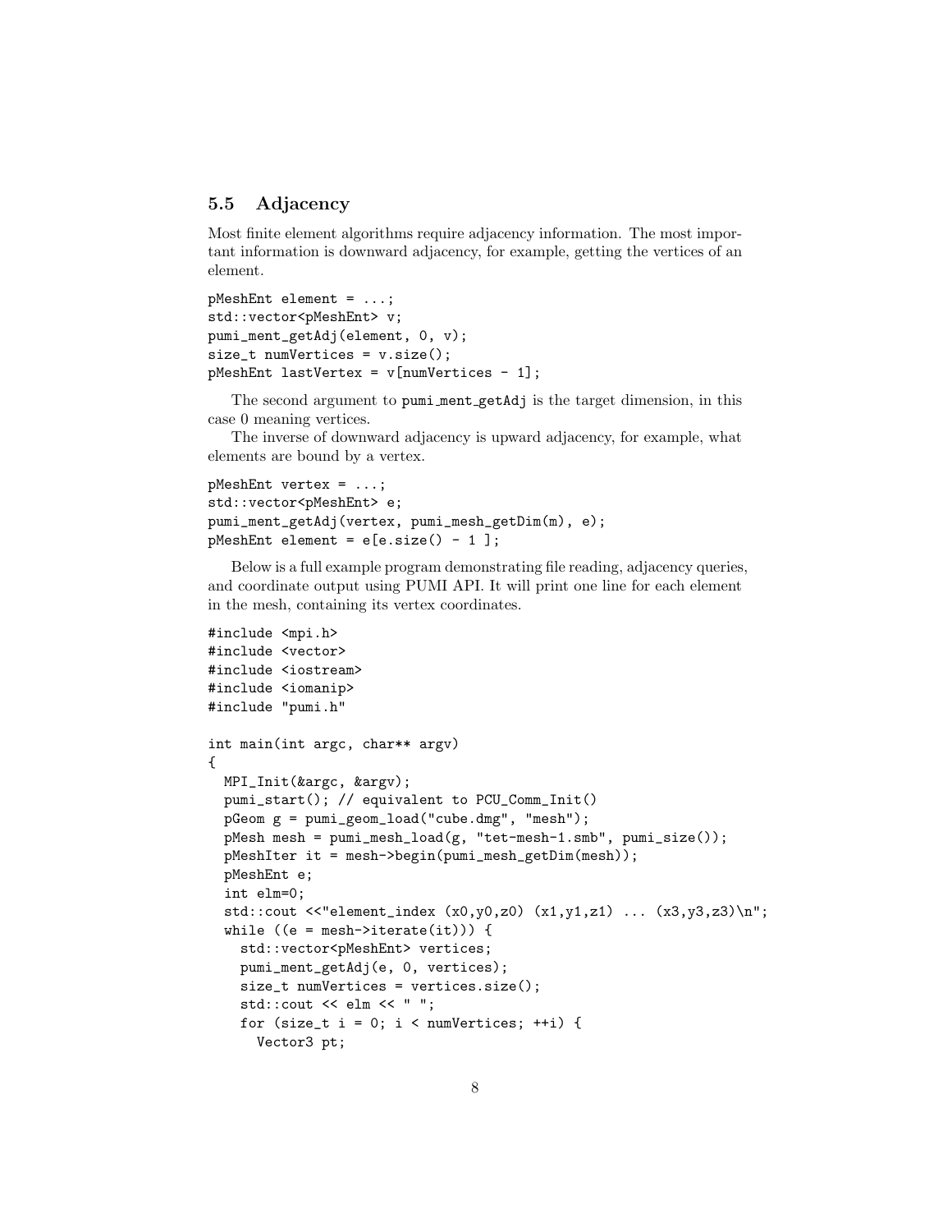## 5.5 Adjacency

Most finite element algorithms require adjacency information. The most important information is downward adjacency, for example, getting the vertices of an element.

```
pMeshEnt element = ...;
std::vector<pMeshEnt> v;
pumi_ment_getAdj(element, 0, v);
size_t numVertices = v.size();
pMeshEnt lastVertex = v[numVertices - 1];
```

The second argument to pumi_ment_getAdj is the target dimension, in this case 0 meaning vertices.

The inverse of downward adjacency is upward adjacency, for example, what elements are bound by a vertex.

```
pMeshEnt vertex = ...;
std::vector<pMeshEnt> e;
pumi_ment_getAdj(vertex, pumi_mesh_getDim(m), e);
pMeshEnt element = e[e.size() - 1 ];
```

Below is a full example program demonstrating file reading, adjacency queries, and coordinate output using PUMI API. It will print one line for each element in the mesh, containing its vertex coordinates.

```
#include <mpi.h>
#include <vector>
#include <iostream>
#include <iomanip>
#include "pumi.h"

int main(int argc, char** argv)
{
  MPI_Init(&argc, &argv);
  pumi_start(); // equivalent to PCU_Comm_Init()
  pGeom g = pumi_geom_load("cube.dmg", "mesh");
  pMesh mesh = pumi_mesh_load(g, "tet-mesh-1.smb", pumi_size());
  pMeshIter it = mesh->begin(pumi_mesh_getDim(mesh));
  pMeshEnt e;
  int elm=0;
  std::cout <<"element_index (x0,y0,z0) (x1,y1,z1) ... (x3,y3,z3)\n";
  while ((e = mesh->iterate(it))) {
    std::vector<pMeshEnt> vertices;
    pumi_ment_getAdj(e, 0, vertices);
    size_t numVertices = vertices.size();
    std::cout << elm << " ";
    for (size_t i = 0; i < numVertices; ++i) {
      Vector3 pt;
```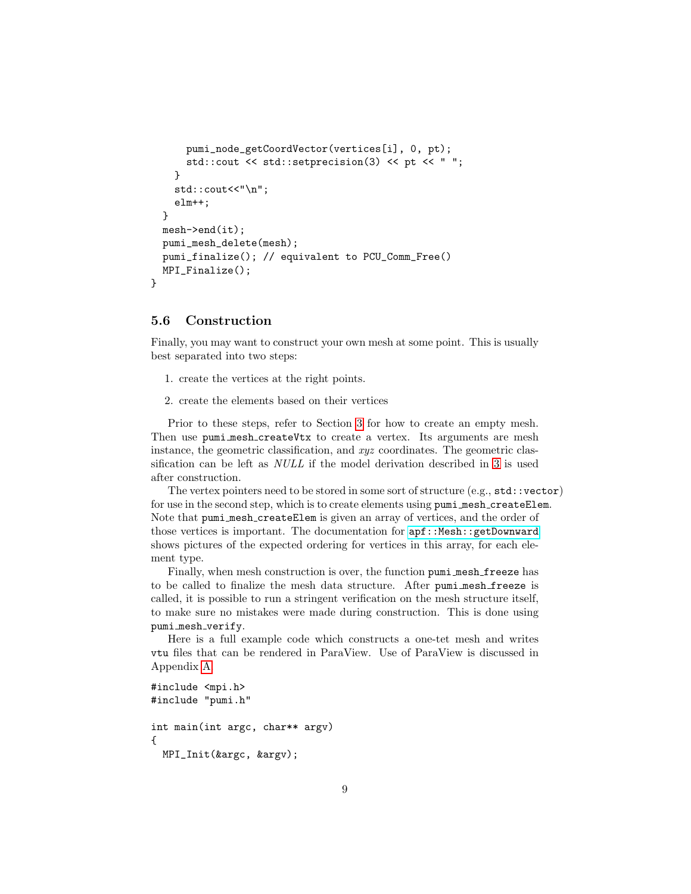```
    pumi_node_getCoordVector(vertices[i], 0, pt);
    std::cout << std::setprecision(3) << pt << " ";
  }
  std::cout<<"\n";
  elm++;
}
mesh->end(it);
pumi_mesh_delete(mesh);
pumi_finalize(); // equivalent to PCU_Comm_Free()
MPI_Finalize();
}
```

### 5.6 Construction

Finally, you may want to construct your own mesh at some point. This is usually best separated into two steps:

1. create the vertices at the right points.
2. create the elements based on their vertices

Prior to these steps, refer to Section 3 for how to create an empty mesh. Then use `pumi_mesh_createVtx` to create a vertex. Its arguments are mesh instance, the geometric classification, and *xyz* coordinates. The geometric classification can be left as *NULL* if the model derivation described in 3 is used after construction.

The vertex pointers need to be stored in some sort of structure (e.g., `std::vector`) for use in the second step, which is to create elements using `pumi_mesh_createElem`. Note that `pumi_mesh_createElem` is given an array of vertices, and the order of those vertices is important. The documentation for `apf::Mesh::getDownward` shows pictures of the expected ordering for vertices in this array, for each element type.

Finally, when mesh construction is over, the function `pumi_mesh_freeze` has to be called to finalize the mesh data structure. After `pumi_mesh_freeze` is called, it is possible to run a stringent verification on the mesh structure itself, to make sure no mistakes were made during construction. This is done using `pumi_mesh_verify`.

Here is a full example code which constructs a one-tet mesh and writes `vtu` files that can be rendered in ParaView. Use of ParaView is discussed in Appendix A

```
#include <mpi.h>
#include "pumi.h"

int main(int argc, char** argv)
{
  MPI_Init(&argc, &argv);
```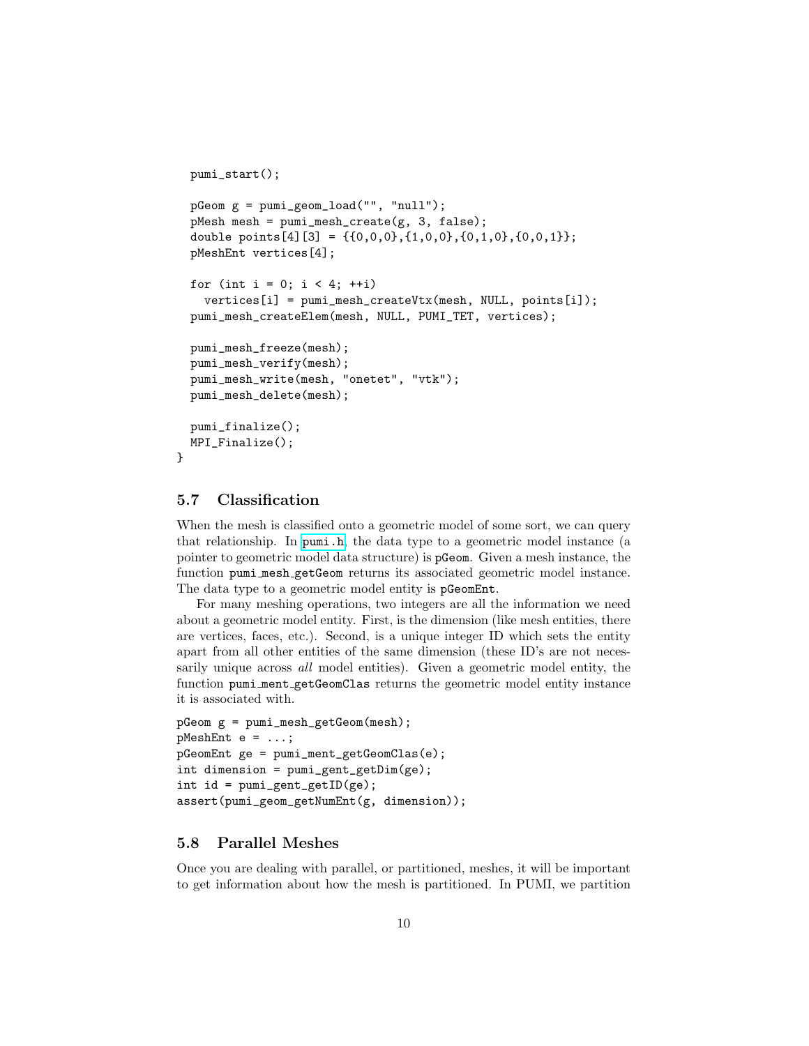```
  pumi_start();

  pGeom g = pumi_geom_load("", "null");
  pMesh mesh = pumi_mesh_create(g, 3, false);
  double points[4][3] = {{0,0,0},{1,0,0},{0,1,0},{0,0,1}};
  pMeshEnt vertices[4];

  for (int i = 0; i < 4; ++i)
    vertices[i] = pumi_mesh_createVtx(mesh, NULL, points[i]);
  pumi_mesh_createElem(mesh, NULL, PUMI_TET, vertices);

  pumi_mesh_freeze(mesh);
  pumi_mesh_verify(mesh);
  pumi_mesh_write(mesh, "onetet", "vtk");
  pumi_mesh_delete(mesh);

  pumi_finalize();
  MPI_Finalize();
}
```

### 5.7 Classification

When the mesh is classified onto a geometric model of some sort, we can query that relationship. In pumi.h, the data type to a geometric model instance (a pointer to geometric model data structure) is pGeom. Given a mesh instance, the function pumi_mesh_getGeom returns its associated geometric model instance. The data type to a geometric model entity is pGeomEnt.

For many meshing operations, two integers are all the information we need about a geometric model entity. First, is the dimension (like mesh entities, there are vertices, faces, etc.). Second, is a unique integer ID which sets the entity apart from all other entities of the same dimension (these ID's are not necessarily unique across *all* model entities). Given a geometric model entity, the function pumi_ment_getGeomClas returns the geometric model entity instance it is associated with.

```
pGeom g = pumi_mesh_getGeom(mesh);
pMeshEnt e = ...;
pGeomEnt ge = pumi_ment_getGeomClas(e);
int dimension = pumi_gent_getDim(ge);
int id = pumi_gent_getID(ge);
assert(pumi_geom_getNumEnt(g, dimension));
```

### 5.8 Parallel Meshes

Once you are dealing with parallel, or partitioned, meshes, it will be important to get information about how the mesh is partitioned. In PUMI, we partition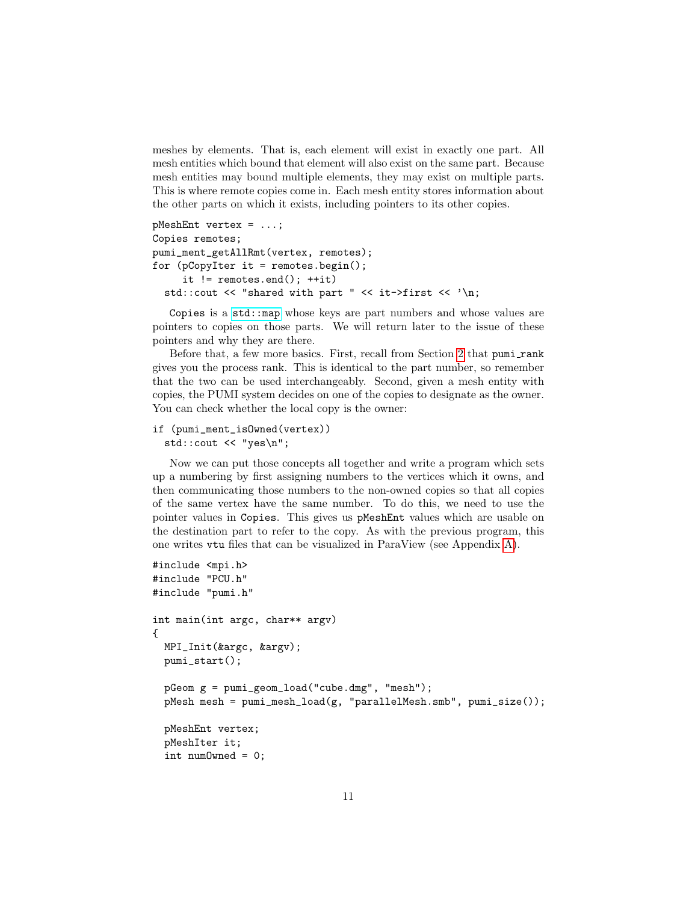meshes by elements. That is, each element will exist in exactly one part. All mesh entities which bound that element will also exist on the same part. Because mesh entities may bound multiple elements, they may exist on multiple parts. This is where remote copies come in. Each mesh entity stores information about the other parts on which it exists, including pointers to its other copies.

```
pMeshEnt vertex = ...;
Copies remotes;
pumi_ment_getAllRmt(vertex, remotes);
for (pCopyIter it = remotes.begin();
     it != remotes.end(); ++it)
  std::cout << "shared with part " << it->first << '\n;
```

`Copies` is a `std::map` whose keys are part numbers and whose values are pointers to copies on those parts. We will return later to the issue of these pointers and why they are there.

Before that, a few more basics. First, recall from Section 2 that `pumi_rank` gives you the process rank. This is identical to the part number, so remember that the two can be used interchangeably. Second, given a mesh entity with copies, the PUMI system decides on one of the copies to designate as the owner. You can check whether the local copy is the owner:

```
if (pumi_ment_isOwned(vertex))
  std::cout << "yes\n";
```

Now we can put those concepts all together and write a program which sets up a numbering by first assigning numbers to the vertices which it owns, and then communicating those numbers to the non-owned copies so that all copies of the same vertex have the same number. To do this, we need to use the pointer values in `Copies`. This gives us `pMeshEnt` values which are usable on the destination part to refer to the copy. As with the previous program, this one writes `vtu` files that can be visualized in ParaView (see Appendix A).

```
#include <mpi.h>
#include "PCU.h"
#include "pumi.h"

int main(int argc, char** argv)
{
  MPI_Init(&argc, &argv);
  pumi_start();

  pGeom g = pumi_geom_load("cube.dmg", "mesh");
  pMesh mesh = pumi_mesh_load(g, "parallelMesh.smb", pumi_size());

  pMeshEnt vertex;
  pMeshIter it;
  int numOwned = 0;
```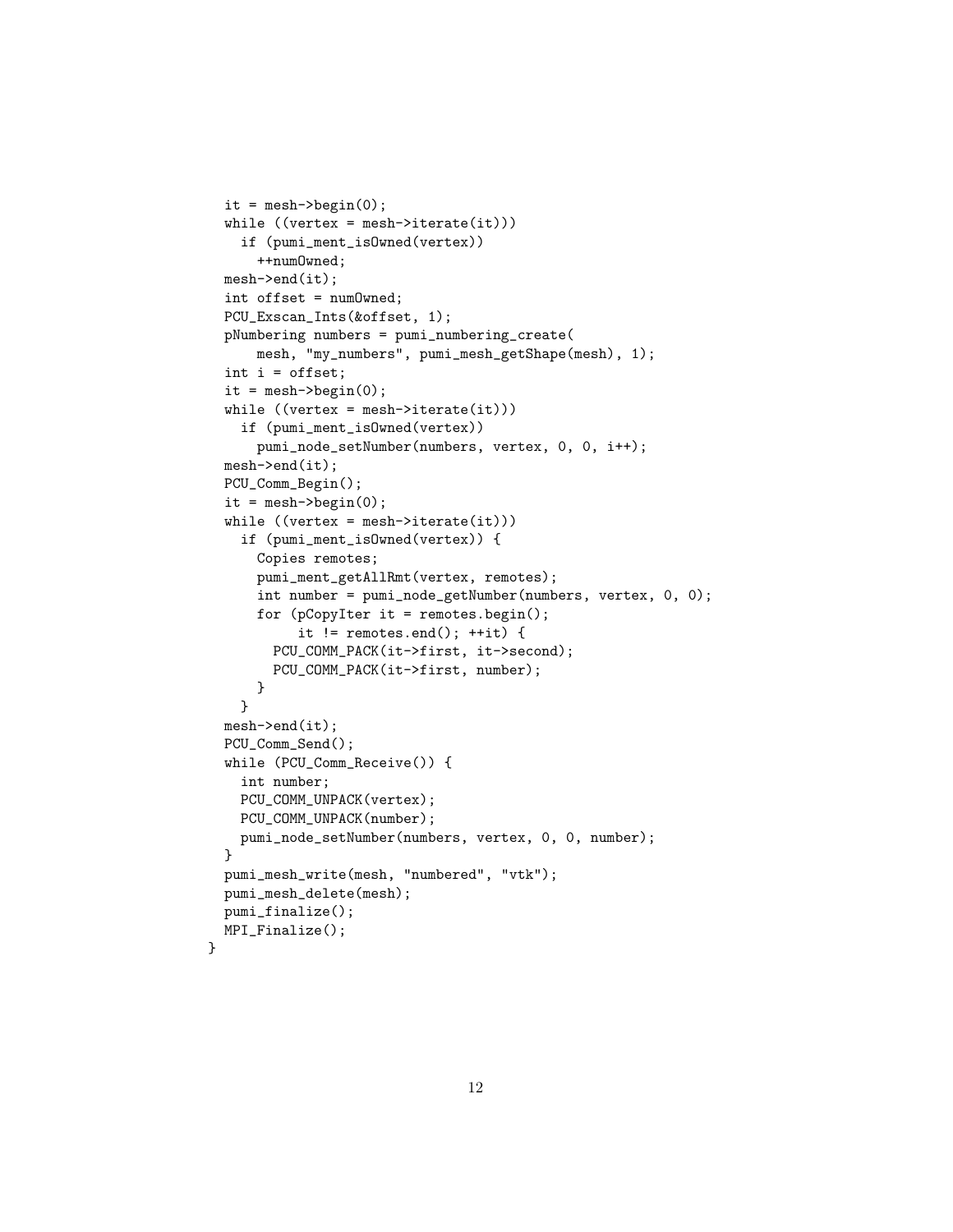```
  it = mesh->begin(0);
  while ((vertex = mesh->iterate(it)))
    if (pumi_ment_isOwned(vertex))
      ++numOwned;
  mesh->end(it);
  int offset = numOwned;
  PCU_Exscan_Ints(&offset, 1);
  pNumbering numbers = pumi_numbering_create(
      mesh, "my_numbers", pumi_mesh_getShape(mesh), 1);
  int i = offset;
  it = mesh->begin(0);
  while ((vertex = mesh->iterate(it)))
    if (pumi_ment_isOwned(vertex))
      pumi_node_setNumber(numbers, vertex, 0, 0, i++);
  mesh->end(it);
  PCU_Comm_Begin();
  it = mesh->begin(0);
  while ((vertex = mesh->iterate(it)))
    if (pumi_ment_isOwned(vertex)) {
      Copies remotes;
      pumi_ment_getAllRmt(vertex, remotes);
      int number = pumi_node_getNumber(numbers, vertex, 0, 0);
      for (pCopyIter it = remotes.begin();
           it != remotes.end(); ++it) {
        PCU_COMM_PACK(it->first, it->second);
        PCU_COMM_PACK(it->first, number);
      }
    }
  mesh->end(it);
  PCU_Comm_Send();
  while (PCU_Comm_Receive()) {
    int number;
    PCU_COMM_UNPACK(vertex);
    PCU_COMM_UNPACK(number);
    pumi_node_setNumber(numbers, vertex, 0, 0, number);
  }
  pumi_mesh_write(mesh, "numbered", "vtk");
  pumi_mesh_delete(mesh);
  pumi_finalize();
  MPI_Finalize();
}
```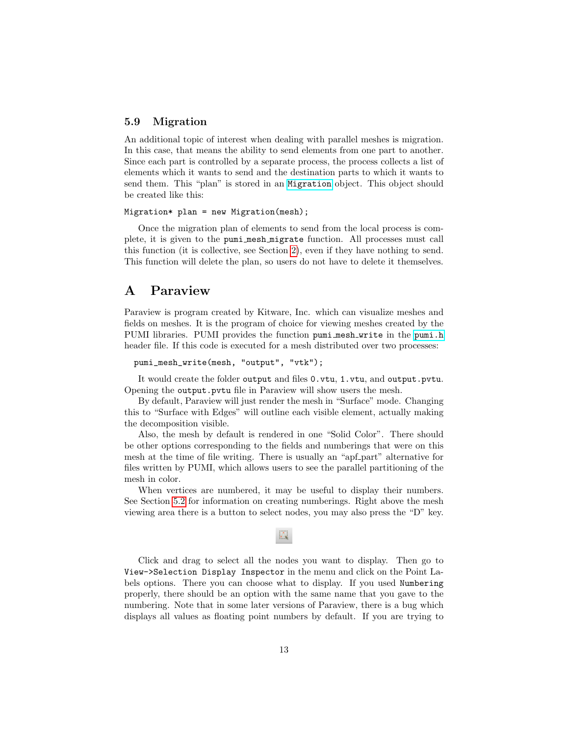### 5.9 Migration

An additional topic of interest when dealing with parallel meshes is migration. In this case, that means the ability to send elements from one part to another. Since each part is controlled by a separate process, the process collects a list of elements which it wants to send and the destination parts to which it wants to send them. This "plan" is stored in an `Migration` object. This object should be created like this:

```
Migration* plan = new Migration(mesh);
```

Once the migration plan of elements to send from the local process is complete, it is given to the `pumi_mesh_migrate` function. All processes must call this function (it is collective, see Section 2), even if they have nothing to send. This function will delete the plan, so users do not have to delete it themselves.

## A Paraview

Paraview is program created by Kitware, Inc. which can visualize meshes and fields on meshes. It is the program of choice for viewing meshes created by the PUMI libraries. PUMI provides the function `pumi_mesh_write` in the `pumi.h` header file. If this code is executed for a mesh distributed over two processes:

```
pumi_mesh_write(mesh, "output", "vtk");
```

It would create the folder `output` and files `0.vtu`, `1.vtu`, and `output.pvtu`. Opening the `output.pvtu` file in Paraview will show users the mesh.

By default, Paraview will just render the mesh in "Surface" mode. Changing this to "Surface with Edges" will outline each visible element, actually making the decomposition visible.

Also, the mesh by default is rendered in one "Solid Color". There should be other options corresponding to the fields and numberings that were on this mesh at the time of file writing. There is usually an "apf_part" alternative for files written by PUMI, which allows users to see the parallel partitioning of the mesh in color.

When vertices are numbered, it may be useful to display their numbers. See Section 5.2 for information on creating numberings. Right above the mesh viewing area there is a button to select nodes, you may also press the "D" key.

Click and drag to select all the nodes you want to display. Then go to `View->Selection Display Inspector` in the menu and click on the Point Labels options. There you can choose what to display. If you used `Numbering` properly, there should be an option with the same name that you gave to the numbering. Note that in some later versions of Paraview, there is a bug which displays all values as floating point numbers by default. If you are trying to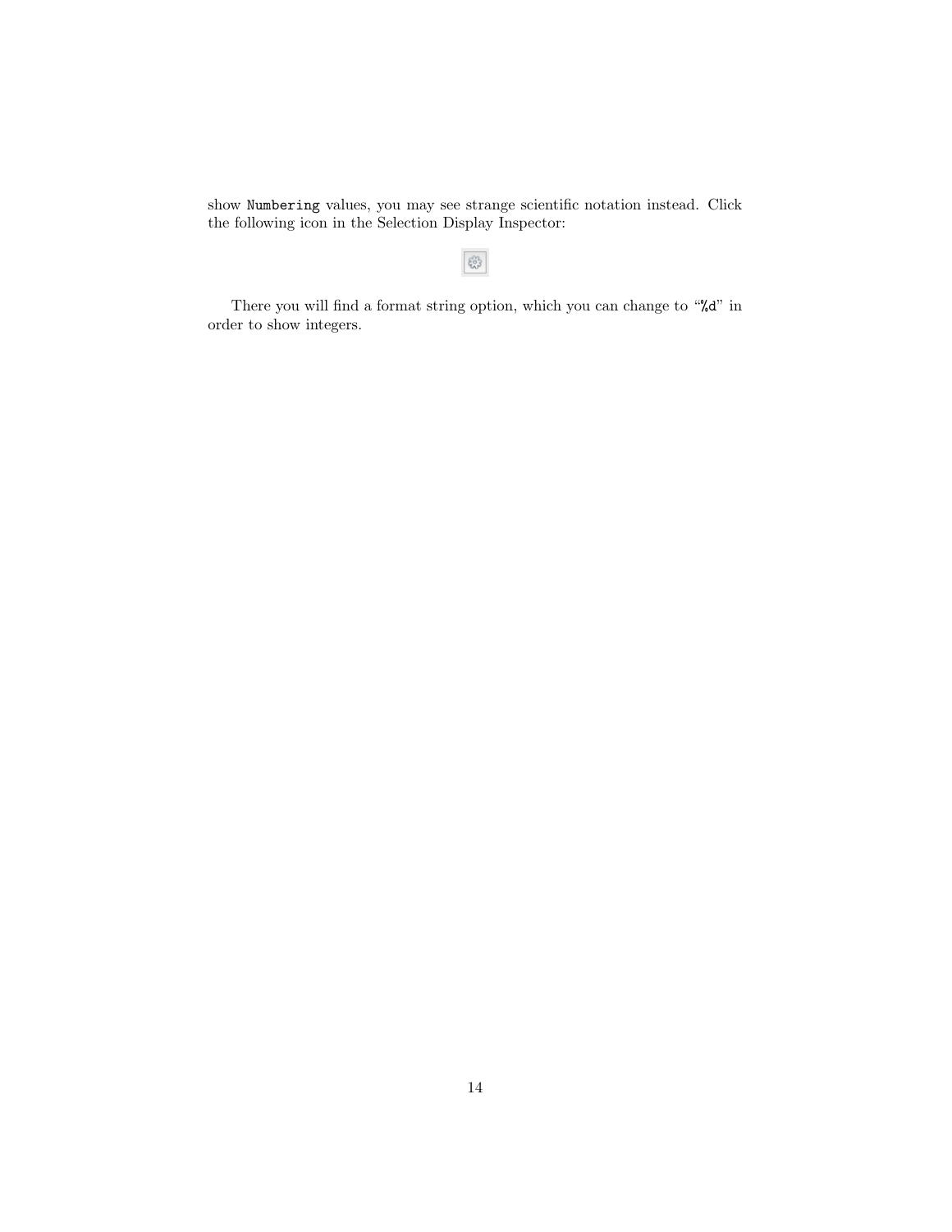show `Numbering` values, you may see strange scientific notation instead. Click the following icon in the Selection Display Inspector:

There you will find a format string option, which you can change to "`%d`" in order to show integers.